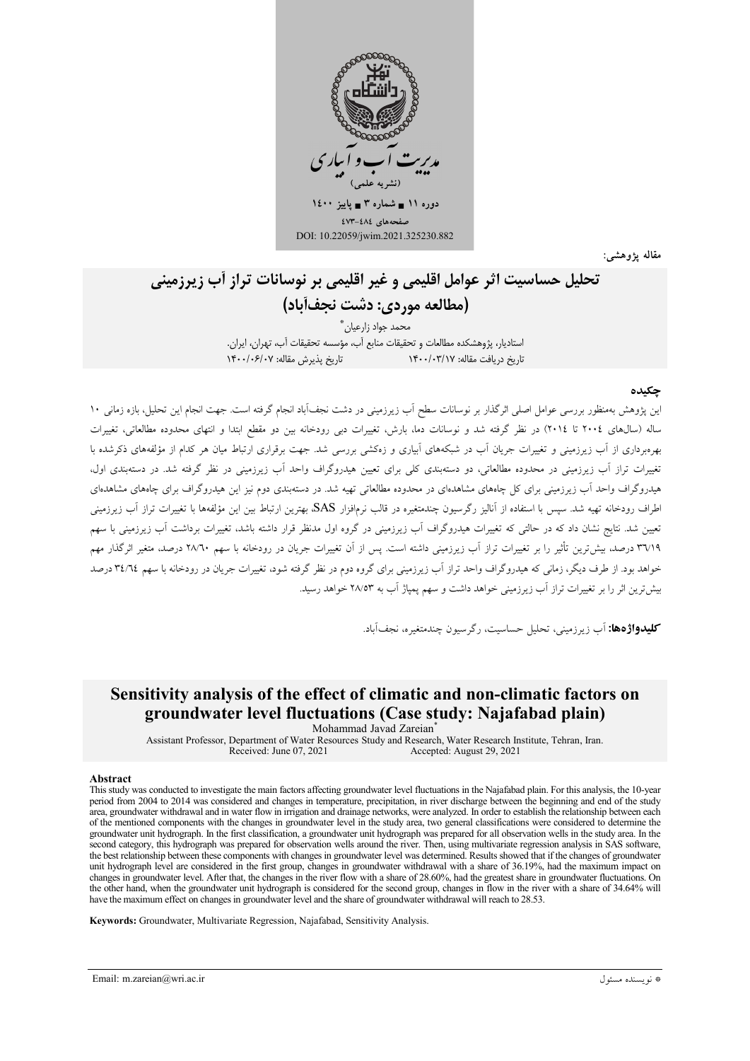مدیریت آب و آبیاری

(نشریه علمی)

دوره ۱۱ ■ شماره ۳ ■ پاییز ۱۴۰۰

صفحه‌های ٤٨٤-٤٧٣

DOI: 10.22059/jwim.2021.325230.882

مقاله پژوهشی:

# تحلیل حساسیت اثر عوامل اقلیمی و غیر اقلیمی بر نوسانات تراز آب زیرزمینی (مطالعه موردی: دشت نجف‌آباد)

محمد جواد زارعیان*

استادیار، پژوهشکده مطالعات و تحقیقات منابع آب، مؤسسه تحقیقات آب، تهران، ایران.

تاریخ دریافت مقاله: ۱۴۰۰/۰۳/۱۷ تاریخ پذیرش مقاله: ۱۴۰۰/۰۶/۰۷

## چکیده

این پژوهش به‌منظور بررسی عوامل اصلی اثرگذار بر نوسانات سطح آب زیرزمینی در دشت نجف‌آباد انجام گرفته است. جهت انجام این تحلیل، بازه زمانی ۱۰ ساله (سال‌های ۲۰۰٤ تا ۲۰۱٤) در نظر گرفته شد و نوسانات دما، بارش، تغییرات دبی رودخانه بین دو مقطع ابتدا و انتهای محدوده مطالعاتی، تغییرات بهره‌برداری از آب زیرزمینی و تغییرات جریان آب در شبکه‌های آبیاری و زهکشی بررسی شد. جهت برقراری ارتباط میان هر کدام از مؤلفه‌های ذکرشده با تغییرات تراز آب زیرزمینی در محدوده مطالعاتی، دو دسته‌بندی کلی برای تعیین هیدروگراف واحد آب زیرزمینی در نظر گرفته شد. در دسته‌بندی اول، هیدروگراف واحد آب زیرزمینی برای کل چاه‌های مشاهده‌ای در محدوده مطالعاتی تهیه شد. در دسته‌بندی دوم نیز این هیدروگراف برای چاه‌های مشاهده‌ای اطراف رودخانه تهیه شد. سپس با استفاده از آنالیز رگرسیون چندمتغیره در قالب نرم‌افزار SAS، بهترین ارتباط بین این مؤلفه‌ها با تغییرات تراز آب زیرزمینی تعیین شد. نتایج نشان داد که در حالتی که تغییرات هیدروگراف آب زیرزمینی در گروه اول مدنظر قرار داشته باشد، تغییرات برداشت آب زیرزمینی با سهم ٣٦/١٩ درصد، بیش‌ترین تأثیر را بر تغییرات تراز آب زیرزمینی داشته است. پس از آن تغییرات جریان در رودخانه با سهم ٢٨/٦٠ درصد، متغیر اثرگذار مهم خواهد بود. از طرف دیگر، زمانی که هیدروگراف واحد تراز آب زیرزمینی برای گروه دوم در نظر گرفته شود، تغییرات جریان در رودخانه با سهم ٣٤/٦٤ درصد بیش‌ترین اثر را بر تغییرات تراز آب زیرزمینی خواهد داشت و سهم پمپاژ آب به ٢٨/٥٣ خواهد رسید.

**کلیدواژه‌ها:** آب زیرزمینی، تحلیل حساسیت، رگرسیون چندمتغیره، نجف‌آباد.

# Sensitivity analysis of the effect of climatic and non-climatic factors on groundwater level fluctuations (Case study: Najafabad plain)

Mohammad Javad Zareian*

Assistant Professor, Department of Water Resources Study and Research, Water Research Institute, Tehran, Iran.

Received: June 07, 2021 Accepted: August 29, 2021

## Abstract

This study was conducted to investigate the main factors affecting groundwater level fluctuations in the Najafabad plain. For this analysis, the 10-year period from 2004 to 2014 was considered and changes in temperature, precipitation, in river discharge between the beginning and end of the study area, groundwater withdrawal and in water flow in irrigation and drainage networks, were analyzed. In order to establish the relationship between each of the mentioned components with the changes in groundwater level in the study area, two general classifications were considered to determine the groundwater unit hydrograph. In the first classification, a groundwater unit hydrograph was prepared for all observation wells in the study area. In the second category, this hydrograph was prepared for observation wells around the river. Then, using multivariate regression analysis in SAS software, the best relationship between these components with changes in groundwater level was determined. Results showed that if the changes of groundwater unit hydrograph level are considered in the first group, changes in groundwater withdrawal with a share of 36.19%, had the maximum impact on changes in groundwater level. After that, the changes in the river flow with a share of 28.60%, had the greatest share in groundwater fluctuations. On the other hand, when the groundwater unit hydrograph is considered for the second group, changes in flow in the river with a share of 34.64% will have the maximum effect on changes in groundwater level and the share of groundwater withdrawal will reach to 28.53.

**Keywords:** Groundwater, Multivariate Regression, Najafabad, Sensitivity Analysis.

\* نویسنده مسئول

Email: m.zareian@wri.ac.ir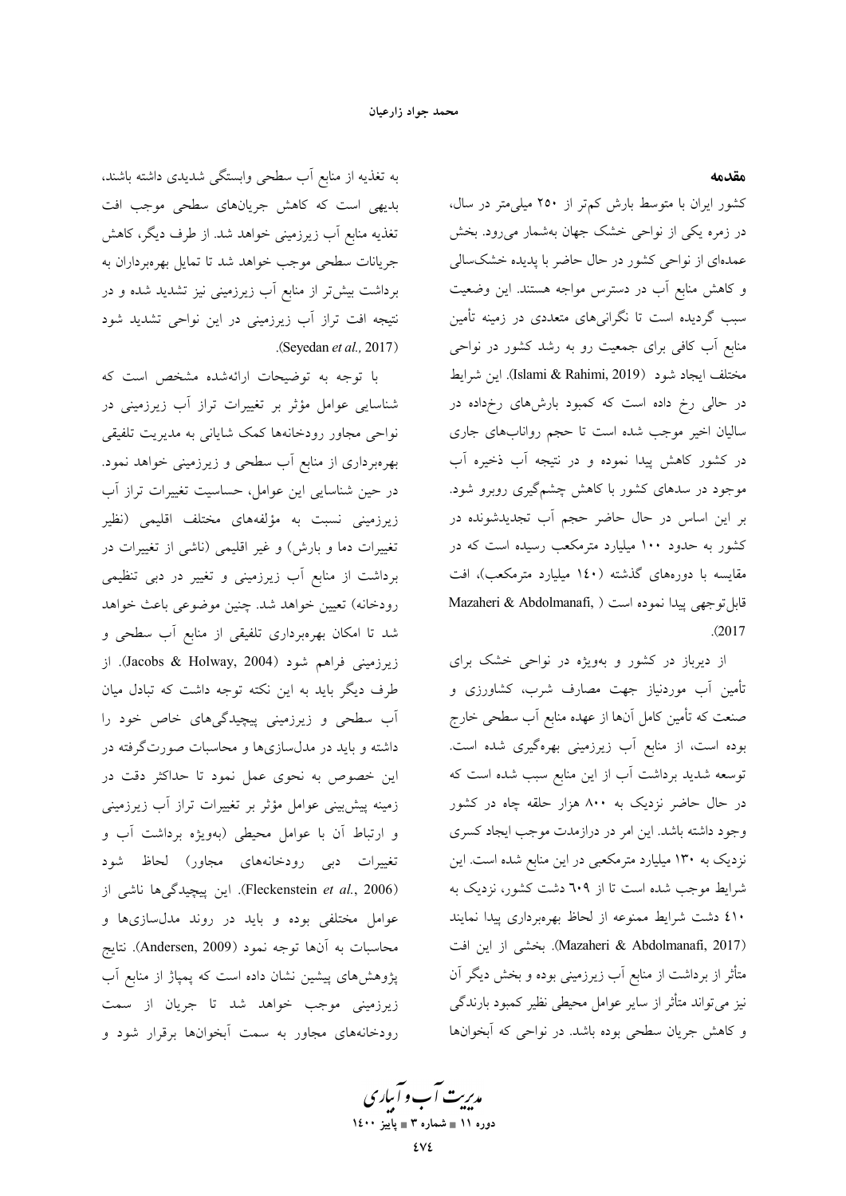## مقدمه

کشور ایران با متوسط بارش کم‌تر از ۲۵۰ میلی‌متر در سال، در زمره یکی از نواحی خشک جهان به‌شمار می‌رود. بخش عمده‌ای از نواحی کشور در حال حاضر با پدیده خشک‌سالی و کاهش منابع آب در دسترس مواجه هستند. این وضعیت سبب گردیده است تا نگرانی‌های متعددی در زمینه تأمین منابع آب کافی برای جمعیت رو به رشد کشور در نواحی مختلف ایجاد شود (Islami & Rahimi, 2019). این شرایط در حالی رخ داده است که کمبود بارش‌های رخ‌داده در سالیان اخیر موجب شده است تا حجم رواناب‌های جاری در کشور کاهش پیدا نموده و در نتیجه آب ذخیره آب موجود در سدهای کشور با کاهش چشم‌گیری روبرو شود. بر این اساس در حال حاضر حجم آب تجدیدشونده در کشور به حدود ۱۰۰ میلیارد مترمکعب رسیده است که در مقایسه با دوره‌های گذشته (۱۴۰ میلیارد مترمکعب)، افت قابل‌توجهی پیدا نموده است (Mazaheri & Abdolmanafi, 2017).

از دیرباز در کشور و به‌ویژه در نواحی خشک برای تأمین آب موردنیاز جهت مصارف شرب، کشاورزی و صنعت که تأمین کامل آن‌ها از عهده منابع آب سطحی خارج بوده است، از منابع آب زیرزمینی بهره‌گیری شده است. توسعه شدید برداشت آب از این منابع سبب شده است که در حال حاضر نزدیک به ۸۰۰ هزار حلقه چاه در کشور وجود داشته باشد. این امر در درازمدت موجب ایجاد کسری نزدیک به ۱۳۰ میلیارد مترمکعبی در این منابع شده است. این شرایط موجب شده است تا از ۶۰۹ دشت کشور، نزدیک به ۴۱۰ دشت شرایط ممنوعه از لحاظ بهره‌برداری پیدا نمایند (Mazaheri & Abdolmanafi, 2017). بخشی از این افت متأثر از برداشت از منابع آب زیرزمینی بوده و بخش دیگر آن نیز می‌تواند متأثر از سایر عوامل محیطی نظیر کمبود بارندگی و کاهش جریان سطحی بوده باشد. در نواحی که آبخوان‌ها به تغذیه از منابع آب سطحی وابستگی شدیدی داشته باشند، بدیهی است که کاهش جریان‌های سطحی موجب افت تغذیه منابع آب زیرزمینی خواهد شد. از طرف دیگر، کاهش جریانات سطحی موجب خواهد شد تا تمایل بهره‌برداران به برداشت بیش‌تر از منابع آب زیرزمینی نیز تشدید شده و در نتیجه افت تراز آب زیرزمینی در این نواحی تشدید شود (Seyedan *et al.,* 2017).

با توجه به توضیحات ارائه‌شده مشخص است که شناسایی عوامل مؤثر بر تغییرات تراز آب زیرزمینی در نواحی مجاور رودخانه‌ها کمک شایانی به مدیریت تلفیقی بهره‌برداری از منابع آب سطحی و زیرزمینی خواهد نمود. در حین شناسایی این عوامل، حساسیت تغییرات تراز آب زیرزمینی نسبت به مؤلفه‌های مختلف اقلیمی (نظیر تغییرات دما و بارش) و غیر اقلیمی (ناشی از تغییرات در برداشت از منابع آب زیرزمینی و تغییر در دبی تنظیمی رودخانه) تعیین خواهد شد. چنین موضوعی باعث خواهد شد تا امکان بهره‌برداری تلفیقی از منابع آب سطحی و زیرزمینی فراهم شود (Jacobs & Holway, 2004). از طرف دیگر باید به این نکته توجه داشت که تبادل میان آب سطحی و زیرزمینی پیچیدگی‌های خاص خود را داشته و باید در مدل‌سازی‌ها و محاسبات صورت‌گرفته در این خصوص به نحوی عمل نمود تا حداکثر دقت در زمینه پیش‌بینی عوامل مؤثر بر تغییرات تراز آب زیرزمینی و ارتباط آن با عوامل محیطی (به‌ویژه برداشت آب و تغییرات دبی رودخانه‌های مجاور) لحاظ شود (Fleckenstein *et al.*, 2006). این پیچیدگی‌ها ناشی از عوامل مختلفی بوده و باید در روند مدل‌سازی‌ها و محاسبات به آن‌ها توجه نمود (Andersen, 2009). نتایج پژوهش‌های پیشین نشان داده است که پمپاژ از منابع آب زیرزمینی موجب خواهد شد تا جریان از سمت رودخانه‌های مجاور به سمت آبخوان‌ها برقرار شود و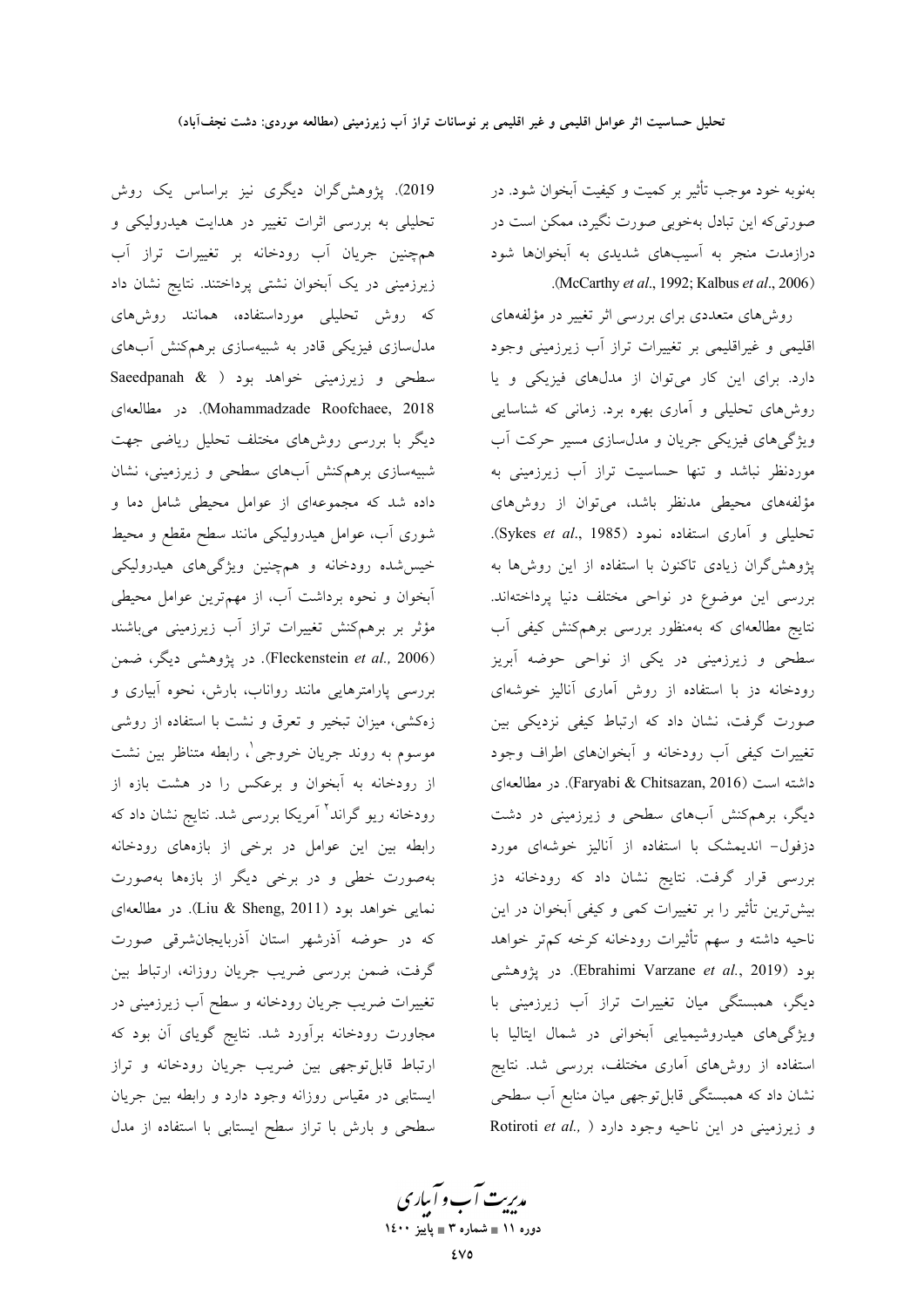به‌نوبه خود موجب تأثیر بر کمیت و کیفیت آبخوان شود. در صورتی‌که این تبادل به‌خوبی صورت نگیرد، ممکن است در درازمدت منجر به آسیب‌های شدیدی به آبخوان‌ها شود (McCarthy *et al*., 1992; Kalbus *et al*., 2006).

روش‌های متعددی برای بررسی اثر تغییر در مؤلفه‌های اقلیمی و غیراقلیمی بر تغییرات تراز آب زیرزمینی وجود دارد. برای این کار می‌توان از مدل‌های فیزیکی و یا روش‌های تحلیلی و آماری بهره برد. زمانی که شناسایی ویژگی‌های فیزیکی جریان و مدل‌سازی مسیر حرکت آب موردنظر نباشد و تنها حساسیت تراز آب زیرزمینی به مؤلفه‌های محیطی مدنظر باشد، می‌توان از روش‌های تحلیلی و آماری استفاده نمود (Sykes *et al*., 1985). پژوهش‌گران زیادی تاکنون با استفاده از این روش‌ها به بررسی این موضوع در نواحی مختلف دنیا پرداخته‌اند. نتایج مطالعه‌ای که به‌منظور بررسی برهم‌کنش کیفی آب سطحی و زیرزمینی در یکی از نواحی حوضه آبریز رودخانه دز با استفاده از روش آماری آنالیز خوشه‌ای صورت گرفت، نشان داد که ارتباط کیفی نزدیکی بین تغییرات کیفی آب رودخانه و آبخوان‌های اطراف وجود داشته است (Faryabi & Chitsazan, 2016). در مطالعه‌ای دیگر، برهم‌کنش آب‌های سطحی و زیرزمینی در دشت دزفول- اندیمشک با استفاده از آنالیز خوشه‌ای مورد بررسی قرار گرفت. نتایج نشان داد که رودخانه دز بیش‌ترین تأثیر را بر تغییرات کمی و کیفی آبخوان در این ناحیه داشته و سهم تأثیرات رودخانه کرخه کم‌تر خواهد بود (Ebrahimi Varzane *et al*., 2019). در پژوهشی دیگر، همبستگی میان تغییرات تراز آب زیرزمینی با ویژگی‌های هیدروشیمیایی آبخوانی در شمال ایتالیا با استفاده از روش‌های آماری مختلف، بررسی شد. نتایج نشان داد که همبستگی قابل‌توجهی میان منابع آب سطحی و زیرزمینی در این ناحیه وجود دارد (Rotiroti *et al*., 2019). پژوهش‌گران دیگری نیز براساس یک روش تحلیلی به بررسی اثرات تغییر در هدایت هیدرولیکی و هم‌چنین جریان آب رودخانه بر تغییرات تراز آب زیرزمینی در یک آبخوان نشتی پرداختند. نتایج نشان داد که روش تحلیلی مورداستفاده، همانند روش‌های مدل‌سازی فیزیکی قادر به شبیه‌سازی برهم‌کنش آب‌های سطحی و زیرزمینی خواهد بود (Saeedpanah & Mohammadzade Roofchaee, 2018). در مطالعه‌ای دیگر با بررسی روش‌های مختلف تحلیل ریاضی جهت شبیه‌سازی برهم‌کنش آب‌های سطحی و زیرزمینی، نشان داده شد که مجموعه‌ای از عوامل محیطی شامل دما و شوری آب، عوامل هیدرولیکی مانند سطح مقطع و محیط خیس‌شده رودخانه و هم‌چنین ویژگی‌های هیدرولیکی آبخوان و نحوه برداشت آب، از مهم‌ترین عوامل محیطی مؤثر بر برهم‌کنش تغییرات تراز آب زیرزمینی می‌باشند (Fleckenstein *et al*., 2006). در پژوهشی دیگر، ضمن بررسی پارامترهایی مانند رواناب، بارش، نحوه آبیاری و زه‌کشی، میزان تبخیر و تعرق و نشت با استفاده از روشی موسوم به روند جریان خروجی[1]، رابطه متناظر بین نشت از رودخانه به آبخوان و برعکس را در هشت بازه از رودخانه ریو گراند[2] آمریکا بررسی شد. نتایج نشان داد که رابطه بین این عوامل در برخی از بازه‌های رودخانه به‌صورت خطی و در برخی دیگر از بازه‌ها به‌صورت نمایی خواهد بود (Liu & Sheng, 2011). در مطالعه‌ای که در حوضه آذرشهر استان آذربایجان‌شرقی صورت گرفت، ضمن بررسی ضریب جریان روزانه، ارتباط بین تغییرات ضریب جریان رودخانه و سطح آب زیرزمینی در مجاورت رودخانه برآورد شد. نتایج گویای آن بود که ارتباط قابل‌توجهی بین ضریب جریان رودخانه و تراز ایستابی در مقیاس روزانه وجود دارد و رابطه بین جریان سطحی و بارش با تراز سطح ایستابی با استفاده از مدل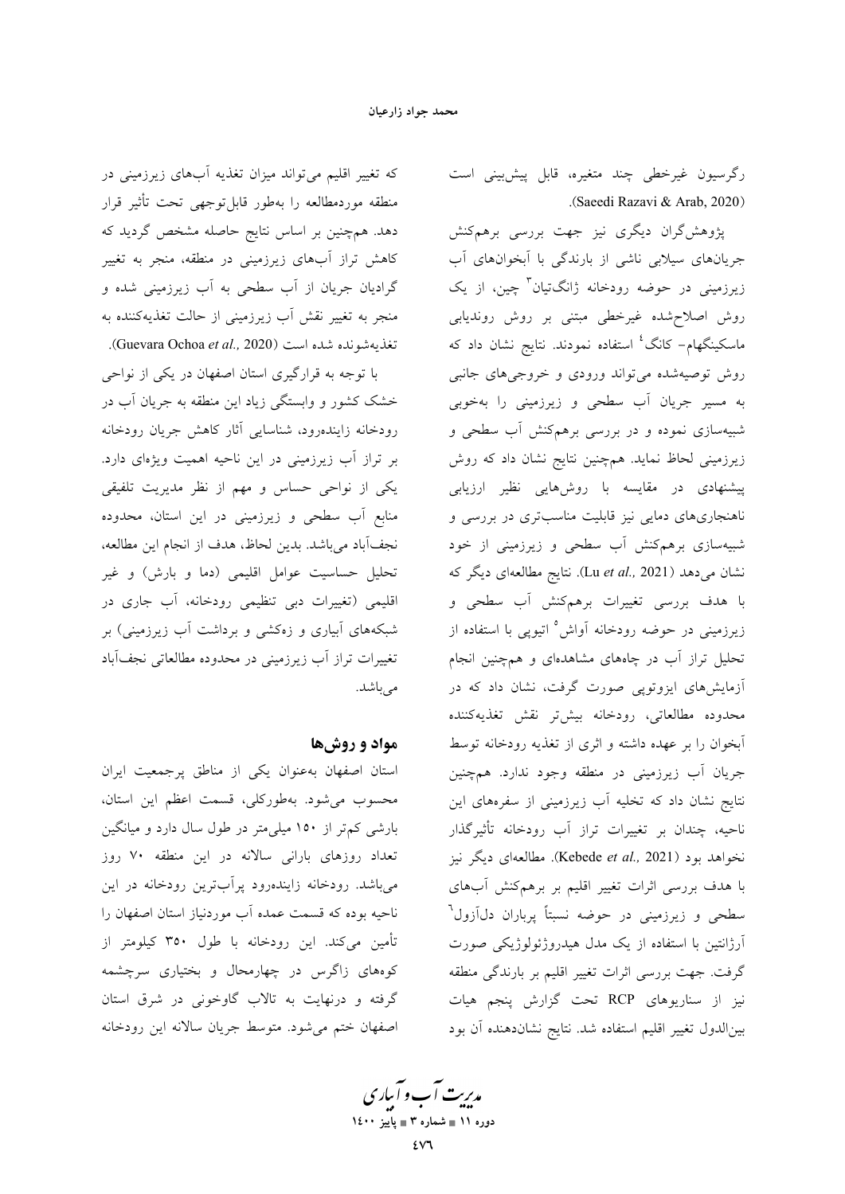رگرسیون غیرخطی چند متغیره، قابل پیش‌بینی است (Saeedi Razavi & Arab, 2020).

پژوهشگران دیگری نیز جهت بررسی برهم‌کنش جریان‌های سیلابی ناشی از بارندگی با آبخوان‌های آب زیرزمینی در حوضه رودخانه ژانگ‌تیان[3] چین، از یک روش اصلاح‌شده غیرخطی مبتنی بر روش روندیابی ماسکینگهام- کانگ[4] استفاده نمودند. نتایج نشان داد که روش توصیه‌شده می‌تواند ورودی و خروجی‌های جانبی به مسیر جریان آب سطحی و زیرزمینی را به‌خوبی شبیه‌سازی نموده و در بررسی برهم‌کنش آب سطحی و زیرزمینی لحاظ نماید. همچنین نتایج نشان داد که روش پیشنهادی در مقایسه با روش‌هایی نظیر ارزیابی ناهنجاری‌های دمایی نیز قابلیت مناسب‌تری در بررسی و شبیه‌سازی برهم‌کنش آب سطحی و زیرزمینی از خود نشان می‌دهد (Lu *et al.*, 2021). نتایج مطالعه‌ای دیگر که با هدف بررسی تغییرات برهم‌کنش آب سطحی و زیرزمینی در حوضه رودخانه آواش[5] اتیوپی با استفاده از تحلیل تراز آب در چاه‌های مشاهده‌ای و همچنین انجام آزمایش‌های ایزوتوپی صورت گرفت، نشان داد که در محدوده مطالعاتی، رودخانه بیش‌تر نقش تغذیه‌کننده آبخوان را بر عهده داشته و اثری از تغذیه رودخانه توسط جریان آب زیرزمینی در منطقه وجود ندارد. همچنین نتایج نشان داد که تخلیه آب زیرزمینی از سفره‌های این ناحیه، چندان بر تغییرات تراز آب رودخانه تأثیرگذار نخواهد بود (Kebede *et al.*, 2021). مطالعه‌ای دیگر نیز با هدف بررسی اثرات تغییر اقلیم بر برهم‌کنش آب‌های سطحی و زیرزمینی در حوضه نسبتاً پرباران دل‌آزول[6] آرژانتین با استفاده از یک مدل هیدروژئولوژیکی صورت گرفت. جهت بررسی اثرات تغییر اقلیم بر بارندگی منطقه نیز از سناریوهای RCP تحت گزارش پنجم هیات بین‌الدول تغییر اقلیم استفاده شد. نتایج نشان‌دهنده آن بود که تغییر اقلیم می‌تواند میزان تغذیه آب‌های زیرزمینی در منطقه موردمطالعه را به‌طور قابل‌توجهی تحت تأثیر قرار دهد. همچنین بر اساس نتایج حاصله مشخص گردید که کاهش تراز آب‌های زیرزمینی در منطقه، منجر به تغییر گرادیان جریان از آب سطحی به آب زیرزمینی شده و منجر به تغییر نقش آب زیرزمینی از حالت تغذیه‌کننده به تغذیه‌شونده شده است (Guevara Ochoa *et al.*, 2020).

با توجه به قرارگیری استان اصفهان در یکی از نواحی خشک کشور و وابستگی زیاد این منطقه به جریان آب در رودخانه زاینده‌رود، شناسایی آثار کاهش جریان رودخانه بر تراز آب زیرزمینی در این ناحیه اهمیت ویژه‌ای دارد. یکی از نواحی حساس و مهم از نظر مدیریت تلفیقی منابع آب سطحی و زیرزمینی در این استان، محدوده نجف‌آباد می‌باشد. بدین لحاظ، هدف از انجام این مطالعه، تحلیل حساسیت عوامل اقلیمی (دما و بارش) و غیر اقلیمی (تغییرات دبی تنظیمی رودخانه، آب جاری در شبکه‌های آبیاری و زه‌کشی و برداشت آب زیرزمینی) بر تغییرات تراز آب زیرزمینی در محدوده مطالعاتی نجف‌آباد می‌باشد.

## مواد و روش‌ها

استان اصفهان به‌عنوان یکی از مناطق پرجمعیت ایران محسوب می‌شود. به‌طورکلی، قسمت اعظم این استان، بارشی کم‌تر از ۱۵۰ میلی‌متر در طول سال دارد و میانگین تعداد روزهای بارانی سالانه در این منطقه ۷۰ روز می‌باشد. رودخانه زاینده‌رود پرآب‌ترین رودخانه در این ناحیه بوده که قسمت عمده آب موردنیاز استان اصفهان را تأمین می‌کند. این رودخانه با طول ۳۵۰ کیلومتر از کوه‌های زاگرس در چهارمحال و بختیاری سرچشمه گرفته و درنهایت به تالاب گاوخونی در شرق استان اصفهان ختم می‌شود. متوسط جریان سالانه این رودخانه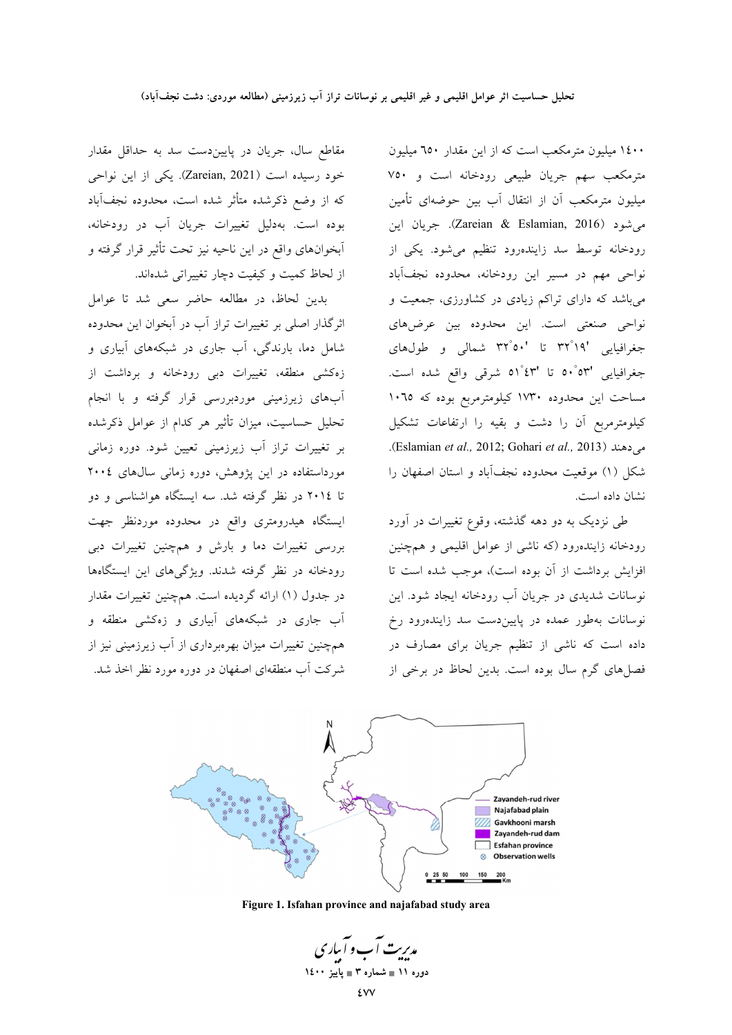۱۴۰۰ میلیون مترمکعب است که از این مقدار ۶۵۰ میلیون مترمکعب سهم جریان طبیعی رودخانه است و ۷۵۰ میلیون مترمکعب آن از انتقال آب بین حوضه‌ای تأمین می‌شود (Zareian & Eslamian, 2016). جریان این رودخانه توسط سد زاینده‌رود تنظیم می‌شود. یکی از نواحی مهم در مسیر این رودخانه، محدوده نجف‌آباد می‌باشد که دارای تراکم زیادی در کشاورزی، جمعیت و نواحی صنعتی است. این محدوده بین عرض‌های جغرافیایی '۱۹°۳۲ تا '۵۰°۳۲ شمالی و طول‌های جغرافیایی '۵۳°۵۰ تا '۴۳°۵۱ شرقی واقع شده است. مساحت این محدوده ۱۷۳۰ کیلومترمربع بوده که ۱۰۶۵ کیلومترمربع آن را دشت و بقیه را ارتفاعات تشکیل می‌دهند (Eslamian *et al.,* 2012; Gohari *et al.,* 2013). شکل (۱) موقعیت محدوده نجف‌آباد و استان اصفهان را نشان داده است.

طی نزدیک به دو دهه گذشته، وقوع تغییرات در آورد رودخانه زاینده‌رود (که ناشی از عوامل اقلیمی و همچنین افزایش برداشت از آن بوده است)، موجب شده است تا نوسانات شدیدی در جریان آب رودخانه ایجاد شود. این نوسانات به‌طور عمده در پایین‌دست سد زاینده‌رود رخ داده است که ناشی از تنظیم جریان برای مصارف در فصل‌های گرم سال بوده است. بدین لحاظ در برخی از مقاطع سال، جریان در پایین‌دست سد به حداقل مقدار خود رسیده است (Zareian, 2021). یکی از این نواحی که از وضع ذکرشده متأثر شده است، محدوده نجف‌آباد بوده است. به‌دلیل تغییرات جریان آب در رودخانه، آبخوان‌های واقع در این ناحیه نیز تحت تأثیر قرار گرفته و از لحاظ کمیت و کیفیت دچار تغییراتی شده‌اند.

بدین لحاظ، در مطالعه حاضر سعی شد تا عوامل اثرگذار اصلی بر تغییرات تراز آب در آبخوان این محدوده شامل دما، بارندگی، آب جاری در شبکه‌های آبیاری و زه‌کشی منطقه، تغییرات دبی رودخانه و برداشت از آب‌های زیرزمینی موردبررسی قرار گرفته و با انجام تحلیل حساسیت، میزان تأثیر هر کدام از عوامل ذکرشده بر تغییرات تراز آب زیرزمینی تعیین شود. دوره زمانی مورداستفاده در این پژوهش، دوره زمانی سال‌های ۲۰۰۴ تا ۲۰۱۴ در نظر گرفته شد. سه ایستگاه هواشناسی و دو ایستگاه هیدرومتری واقع در محدوده موردنظر جهت بررسی تغییرات دما و بارش و همچنین تغییرات دبی رودخانه در نظر گرفته شدند. ویژگی‌های این ایستگاه‌ها در جدول (۱) ارائه گردیده است. همچنین تغییرات مقدار آب جاری در شبکه‌های آبیاری و زه‌کشی منطقه و همچنین تغییرات میزان بهره‌برداری از آب زیرزمینی نیز از شرکت آب منطقه‌ای اصفهان در دوره مورد نظر اخذ شد.

N
Zayandeh-rud river
Najafabad plain
Gavkhooni marsh
Zayandeh-rud dam
Esfahan province
Observation wells
0 25 50 100 150 200 Km

**Figure 1. Isfahan province and najafabad study area**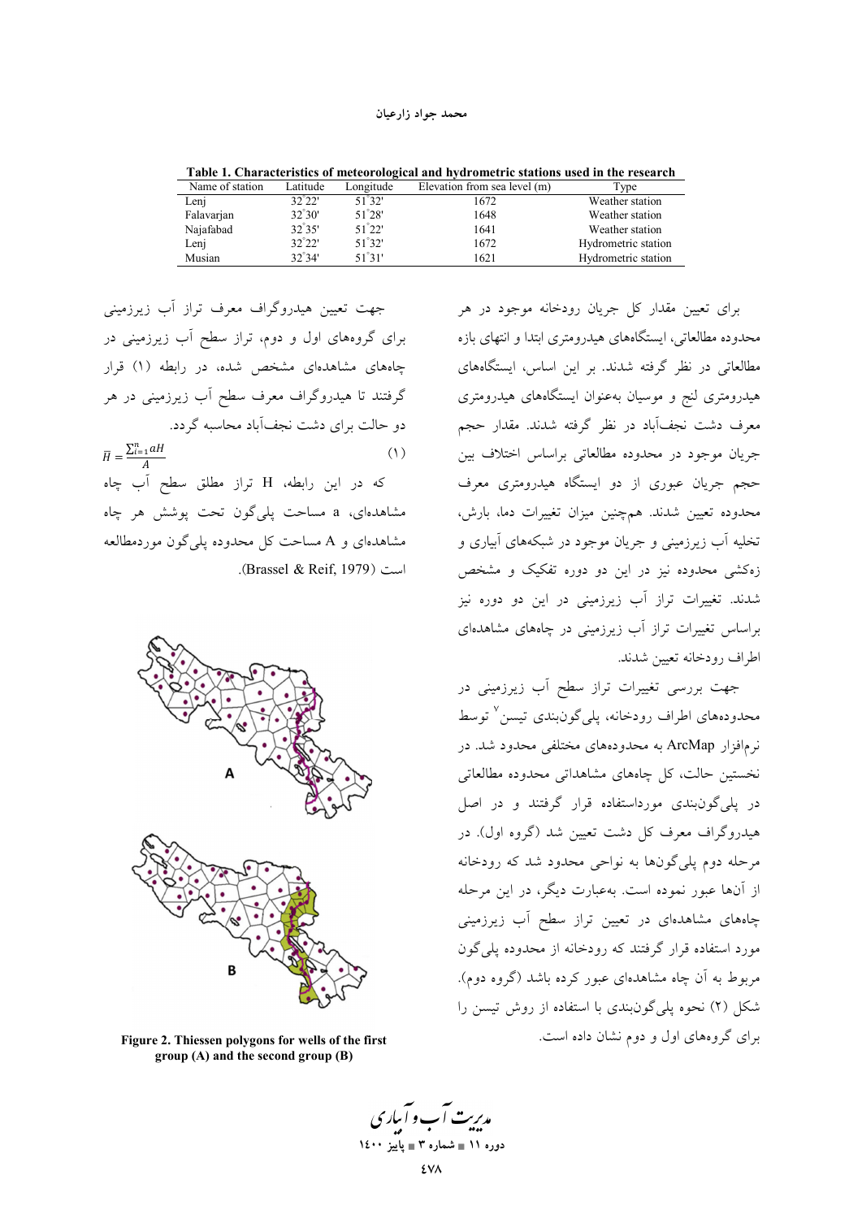**Table 1. Characteristics of meteorological and hydrometric stations used in the research**

| Name of station | Latitude | Longitude | Elevation from sea level (m) | Type |
|---|---|---|---|---|
| Lenj | 32°22' | 51°32' | 1672 | Weather station |
| Falavarjan | 32°30' | 51°28' | 1648 | Weather station |
| Najafabad | 32°35' | 51°22' | 1641 | Weather station |
| Lenj | 32°22' | 51°32' | 1672 | Hydrometric station |
| Musian | 32°34' | 51°31' | 1621 | Hydrometric station |

برای تعیین مقدار کل جریان رودخانه موجود در هر محدوده مطالعاتی، ایستگاه‌های هیدرومتری ابتدا و انتهای بازه مطالعاتی در نظر گرفته شدند. بر این اساس، ایستگاه‌های هیدرومتری لنج و موسیان به‌عنوان ایستگاه‌های هیدرومتری معرف دشت نجف‌آباد در نظر گرفته شدند. مقدار حجم جریان موجود در محدوده مطالعاتی براساس اختلاف بین حجم جریان عبوری از دو ایستگاه هیدرومتری معرف محدوده تعیین شدند. همچنین میزان تغییرات دما، بارش، تخلیه آب زیرزمینی و جریان موجود در شبکه‌های آبیاری و زهکشی محدوده نیز در این دو دوره تفکیک و مشخص شدند. تغییرات تراز آب زیرزمینی در این دو دوره نیز براساس تغییرات تراز آب زیرزمینی در چاه‌های مشاهده‌ای اطراف رودخانه تعیین شدند.

جهت بررسی تغییرات تراز سطح آب زیرزمینی در محدوده‌های اطراف رودخانه، پلی‌گون‌بندی تیسن[7] توسط نرم‌افزار ArcMap به محدوده‌های مختلفی محدود شد. در نخستین حالت، کل چاه‌های مشاهداتی محدوده مطالعاتی در پلی‌گون‌بندی مورداستفاده قرار گرفتند و در اصل هیدروگراف معرف کل دشت تعیین شد (گروه اول). در مرحله دوم پلی‌گون‌ها به نواحی محدود شد که رودخانه از آن‌ها عبور نموده است. به‌عبارت دیگر، در این مرحله چاه‌های مشاهده‌ای در تعیین تراز سطح آب زیرزمینی مورد استفاده قرار گرفتند که رودخانه از محدوده پلی‌گون مربوط به آن چاه مشاهده‌ای عبور کرده باشد (گروه دوم). شکل (۲) نحوه پلی‌گون‌بندی با استفاده از روش تیسن را برای گروه‌های اول و دوم نشان داده است.

جهت تعیین هیدروگراف معرف تراز آب زیرزمینی برای گروه‌های اول و دوم، تراز سطح آب زیرزمینی در چاه‌های مشاهده‌ای مشخص شده، در رابطه (۱) قرار گرفتند تا هیدروگراف معرف سطح آب زیرزمینی در هر دو حالت برای دشت نجف‌آباد محاسبه گردد.

$$\bar{H} = \frac{\sum_{i=1}^{n} aH}{A} \qquad (1)$$

که در این رابطه، H تراز مطلق سطح آب چاه مشاهده‌ای، a مساحت پلی‌گون تحت پوشش هر چاه مشاهده‌ای و A مساحت کل محدوده پلی‌گون موردمطالعه است (Brassel & Reif, 1979).

A

B

Figure 2. Thiessen polygons for wells of the first group (A) and the second group (B)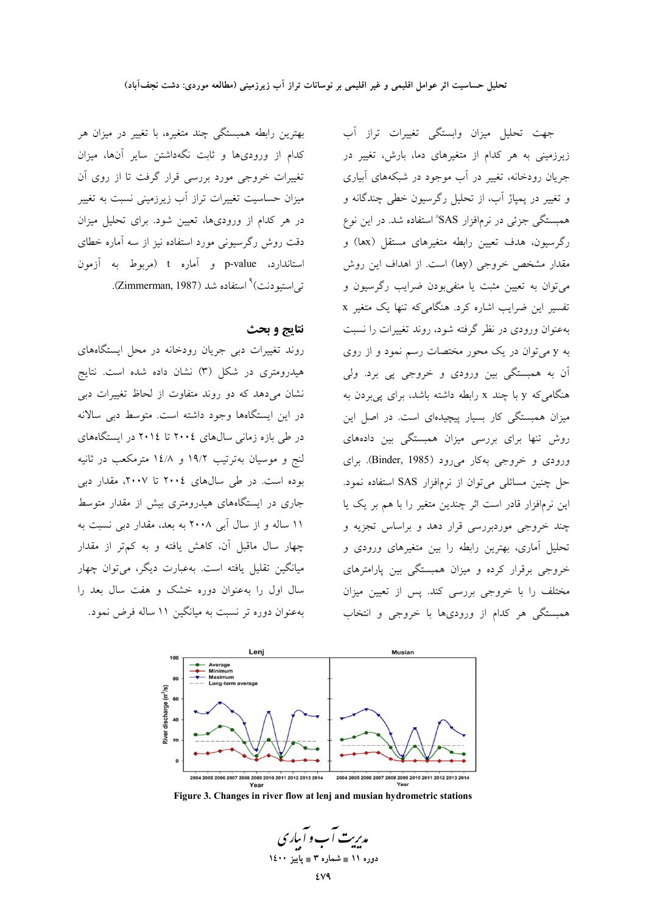جهت تحلیل میزان وابستگی تغییرات تراز آب زیرزمینی به هر کدام از متغیرهای دما، بارش، تغییر در جریان رودخانه، تغییر در آب موجود در شبکه‌های آبیاری و تغییر در پمپاژ آب، از تحلیل رگرسیون خطی چندگانه و همبستگی جزئی در نرم‌افزار SAS[8] استفاده شد. در این نوع رگرسیون، هدف تعیین رابطه متغیرهای مستقل (xا) و مقدار مشخص خروجی (yا) است. از اهداف این روش می‌توان به تعیین مثبت یا منفی‌بودن ضرایب رگرسیون و تفسیر این ضرایب اشاره کرد. هنگامی‌که تنها یک متغیر x به‌عنوان ورودی در نظر گرفته شود، روند تغییرات را نسبت به y می‌توان در یک محور مختصات رسم نمود و از روی آن به همبستگی بین ورودی و خروجی پی برد. ولی هنگامی‌که y با چند x رابطه داشته باشد، برای پی‌بردن به میزان همبستگی کار بسیار پیچیده‌ای است. در اصل این روش تنها برای بررسی میزان همبستگی بین داده‌های ورودی و خروجی به‌کار می‌رود (Binder, 1985). برای حل چنین مسائلی می‌توان از نرم‌افزار SAS استفاده نمود. این نرم‌افزار قادر است اثر چندین متغیر را با هم بر یک یا چند خروجی موردبررسی قرار دهد و براساس تجزیه و تحلیل آماری، بهترین رابطه را بین متغیرهای ورودی و خروجی برقرار کرده و میزان همبستگی بین پارامترهای مختلف را با خروجی بررسی کند. پس از تعیین میزان همبستگی هر کدام از ورودی‌ها با خروجی و انتخاب بهترین رابطه همبستگی چند متغیره، با تغییر در میزان هر کدام از ورودی‌ها و ثابت نگه‌داشتن سایر آن‌ها، میزان تغییرات خروجی مورد بررسی قرار گرفت تا از روی آن میزان حساسیت تغییرات تراز آب زیرزمینی نسبت به تغییر در هر کدام از ورودی‌ها، تعیین شود. برای تحلیل میزان دقت روش رگرسیونی مورد استفاده نیز از سه آماره خطای استاندارد، p-value و آماره t (مربوط به آزمون تی‌استیودنت)[9] استفاده شد (Zimmerman, 1987).

## نتایج و بحث

روند تغییرات دبی جریان رودخانه در محل ایستگاه‌های هیدرومتری در شکل (۳) نشان داده شده است. نتایج نشان می‌دهد که دو روند متفاوت از لحاظ تغییرات دبی در این ایستگاه‌ها وجود داشته است. متوسط دبی سالانه در طی بازه زمانی سال‌های ۲۰۰۴ تا ۲۰۱۴ در ایستگاه‌های لنج و موسیان به‌ترتیب ۱۹/۲ و ۱۴/۸ مترمکعب در ثانیه بوده است. در طی سال‌های ۲۰۰۴ تا ۲۰۰۷، مقدار دبی جاری در ایستگاه‌های هیدرومتری بیش از مقدار متوسط ۱۱ ساله و از سال آبی ۲۰۰۸ به بعد، مقدار دبی نسبت به چهار سال ماقبل آن، کاهش یافته و به کم‌تر از مقدار میانگین تقلیل یافته است. به‌عبارت دیگر، می‌توان چهار سال اول را به‌عنوان دوره خشک و هفت سال بعد را به‌عنوان دوره تر نسبت به میانگین ۱۱ ساله فرض نمود.

Lenj

Musian

Average
Minimum
Maximum
Long-term average

River discharge (m³/s)

100
80
60
40
20
0

2004 2005 2006 2007 2008 2009 2010 2011 2012 2013 2014

2004 2005 2006 2007 2008 2009 2010 2011 2012 2013 2014

Year

Year

Figure 3. Changes in river flow at lenj and musian hydrometric stations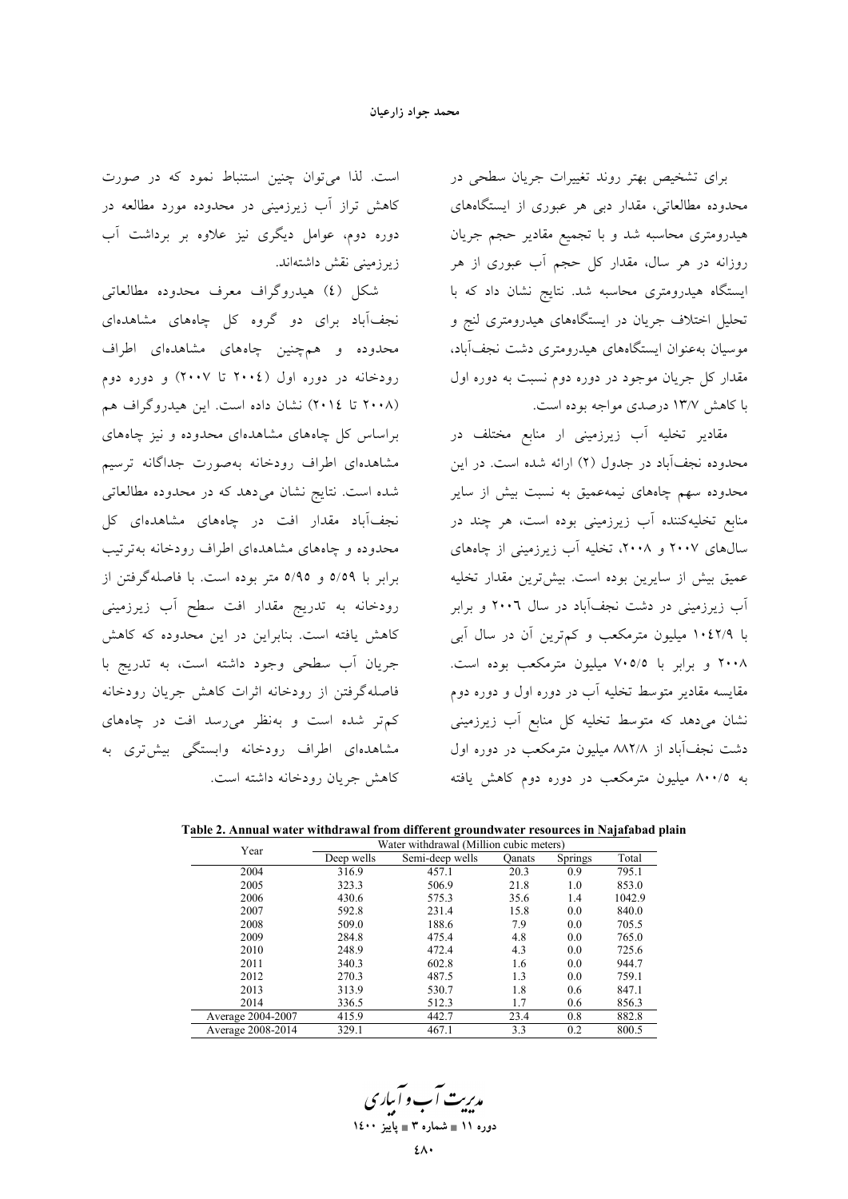برای تشخیص بهتر روند تغییرات جریان سطحی در محدوده مطالعاتی، مقدار دبی هر عبوری از ایستگاه‌های هیدرومتری محاسبه شد و با تجمیع مقادیر حجم جریان روزانه در هر سال، مقدار کل حجم آب عبوری از هر ایستگاه هیدرومتری محاسبه شد. نتایج نشان داد که با تحلیل اختلاف جریان در ایستگاه‌های هیدرومتری لنج و موسیان به‌عنوان ایستگاه‌های هیدرومتری دشت نجف‌آباد، مقدار کل جریان موجود در دوره دوم نسبت به دوره اول با کاهش ۱۳/۷ درصدی مواجه بوده است.

مقادیر تخلیه آب زیرزمینی ار منابع مختلف در محدوده نجف‌آباد در جدول (۲) ارائه شده است. در این محدوده سهم چاه‌های نیمه‌عمیق به نسبت بیش از سایر منابع تخلیه‌کننده آب زیرزمینی بوده است، هر چند در سال‌های ۲۰۰۷ و ۲۰۰۸، تخلیه آب زیرزمینی از چاه‌های عمیق بیش از سایرین بوده است. بیش‌ترین مقدار تخلیه آب زیرزمینی در دشت نجف‌آباد در سال ۲۰۰۶ و برابر با ۱۰۴۲/۹ میلیون مترمکعب و کم‌ترین آن در سال آبی ۲۰۰۸ و برابر با ۷۰۵/۵ میلیون مترمکعب بوده است. مقایسه مقادیر متوسط تخلیه آب در دوره اول و دوره دوم نشان می‌دهد که متوسط تخلیه کل منابع آب زیرزمینی دشت نجف‌آباد از ۸۸۲/۸ میلیون مترمکعب در دوره اول به ۸۰۰/۵ میلیون مترمکعب در دوره دوم کاهش یافته است. لذا می‌توان چنین استنباط نمود که در صورت کاهش تراز آب زیرزمینی در محدوده مورد مطالعه در دوره دوم، عوامل دیگری نیز علاوه بر برداشت آب زیرزمینی نقش داشته‌اند.

شکل (٤) هیدروگراف معرف محدوده مطالعاتی نجف‌آباد برای دو گروه کل چاه‌های مشاهده‌ای محدوده و هم‌چنین چاه‌های مشاهده‌ای اطراف رودخانه در دوره اول (۲۰۰٤ تا ۲۰۰۷) و دوره دوم (۲۰۰۸ تا ۲۰۱٤) نشان داده است. این هیدروگراف هم براساس کل چاه‌های مشاهده‌ای محدوده و نیز چاه‌های مشاهده‌ای اطراف رودخانه به‌صورت جداگانه ترسیم شده است. نتایج نشان می‌دهد که در محدوده مطالعاتی نجف‌آباد مقدار افت در چاه‌های مشاهده‌ای کل محدوده و چاه‌های مشاهده‌ای اطراف رودخانه به‌ترتیب برابر با ۵/۵۹ و ۵/۹۵ متر بوده است. با فاصله‌گرفتن از رودخانه به تدریج مقدار افت سطح آب زیرزمینی کاهش یافته است. بنابراین در این محدوده که کاهش جریان آب سطحی وجود داشته است، به تدریج با فاصله‌گرفتن از رودخانه اثرات کاهش جریان رودخانه کم‌تر شده است و به‌نظر می‌رسد افت در چاه‌های مشاهده‌ای اطراف رودخانه وابستگی بیش‌تری به کاهش جریان رودخانه داشته است.

**Table 2. Annual water withdrawal from different groundwater resources in Najafabad plain**

| Year | Water withdrawal (Million cubic meters) | | | | |
|---|---|---|---|---|---|
| | Deep wells | Semi-deep wells | Qanats | Springs | Total |
| 2004 | 316.9 | 457.1 | 20.3 | 0.9 | 795.1 |
| 2005 | 323.3 | 506.9 | 21.8 | 1.0 | 853.0 |
| 2006 | 430.6 | 575.3 | 35.6 | 1.4 | 1042.9 |
| 2007 | 592.8 | 231.4 | 15.8 | 0.0 | 840.0 |
| 2008 | 509.0 | 188.6 | 7.9 | 0.0 | 705.5 |
| 2009 | 284.8 | 475.4 | 4.8 | 0.0 | 765.0 |
| 2010 | 248.9 | 472.4 | 4.3 | 0.0 | 725.6 |
| 2011 | 340.3 | 602.8 | 1.6 | 0.0 | 944.7 |
| 2012 | 270.3 | 487.5 | 1.3 | 0.0 | 759.1 |
| 2013 | 313.9 | 530.7 | 1.8 | 0.6 | 847.1 |
| 2014 | 336.5 | 512.3 | 1.7 | 0.6 | 856.3 |
| Average 2004-2007 | 415.9 | 442.7 | 23.4 | 0.8 | 882.8 |
| Average 2008-2014 | 329.1 | 467.1 | 3.3 | 0.2 | 800.5 |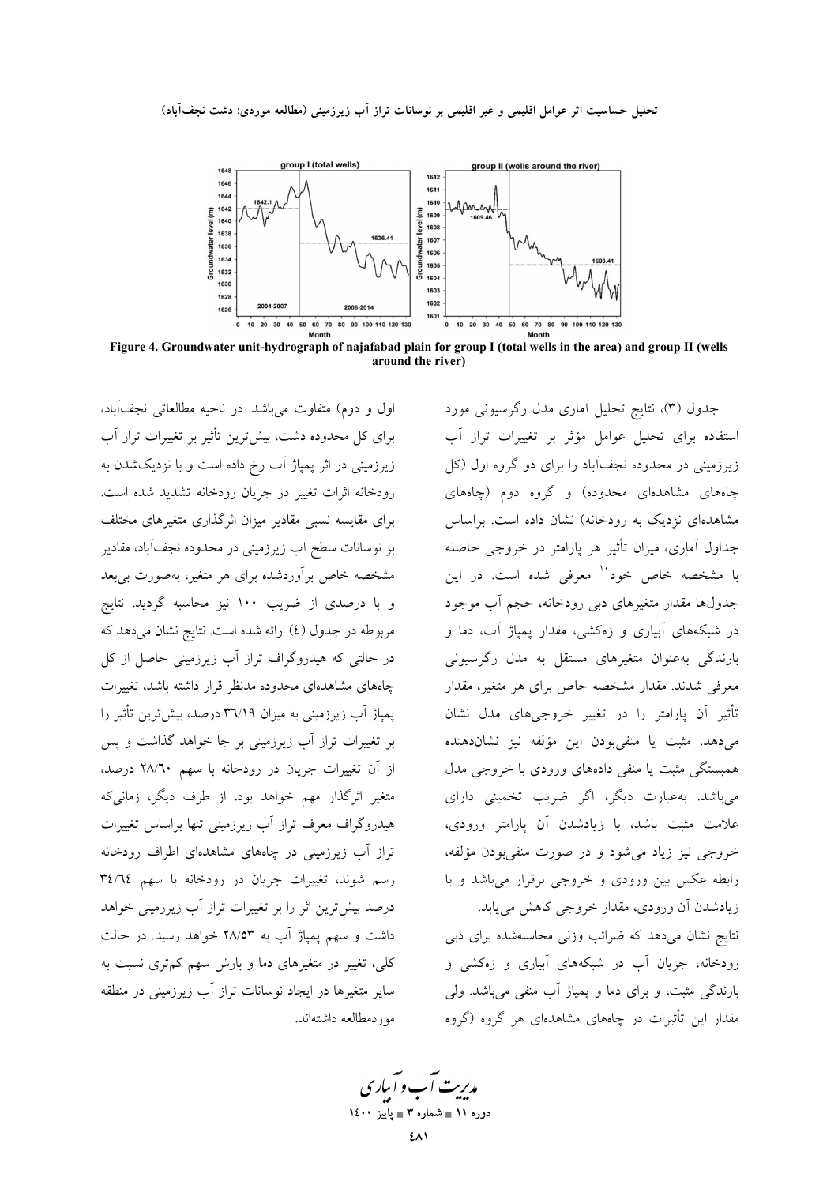group I (total wells)

Groundwater level (m)

1648
1646
1644
1642
1640
1638
1636
1634
1632
1630
1628
1626

1642.1

1636.41

2004-2007

2008-2014

0 10 20 30 40 50 60 70 80 90 100 110 120 130

Month

group II (wells around the river)

Groundwater level (m)

1612
1611
1610
1609
1608
1607
1606
1605
1604
1603
1602
1601

1609.46

1603.41

0 10 20 30 40 50 60 70 80 90 100 110 120 130

Month

**Figure 4. Groundwater unit-hydrograph of najafabad plain for group I (total wells in the area) and group II (wells around the river)**

جدول (۳)، نتایج تحلیل آماری مدل رگرسیونی مورد استفاده برای تحلیل عوامل مؤثر بر تغییرات تراز آب زیرزمینی در محدوده نجف‌آباد را برای دو گروه اول (کل چاه‌های مشاهده‌ای محدوده) و گروه دوم (چاه‌های مشاهده‌ای نزدیک به رودخانه) نشان داده است. براساس جداول آماری، میزان تأثیر هر پارامتر در خروجی حاصله با مشخصه خاص خود[10] معرفی شده است. در این جدول‌ها مقدار متغیرهای دبی رودخانه، حجم آب موجود در شبکه‌های آبیاری و زهکشی، مقدار پمپاژ آب، دما و بارندگی به‌عنوان متغیرهای مستقل به مدل رگرسیونی معرفی شدند. مقدار مشخصه خاص برای هر متغیر، مقدار تأثیر آن پارامتر را در تغییر خروجی‌های مدل نشان می‌دهد. مثبت یا منفی‌بودن این مؤلفه نیز نشان‌دهنده همبستگی مثبت یا منفی داده‌های ورودی با خروجی مدل می‌باشد. به‌عبارت دیگر، اگر ضریب تخمینی دارای علامت مثبت باشد، با زیادشدن آن پارامتر ورودی، خروجی نیز زیاد می‌شود و در صورت منفی‌بودن مؤلفه، رابطه عکس بین ورودی و خروجی برقرار می‌باشد و با زیادشدن آن ورودی، مقدار خروجی کاهش می‌یابد.

نتایج نشان می‌دهد که ضرائب وزنی محاسبه‌شده برای دبی رودخانه، جریان آب در شبکه‌های آبیاری و زهکشی و بارندگی مثبت، و برای دما و پمپاژ آب منفی می‌باشد. ولی مقدار این تأثیرات در چاه‌های مشاهده‌ای هر گروه (گروه اول و دوم) متفاوت می‌باشد. در ناحیه مطالعاتی نجف‌آباد، برای کل محدوده دشت، بیش‌ترین تأثیر بر تغییرات تراز آب زیرزمینی در اثر پمپاژ آب رخ داده است و با نزدیک‌شدن به رودخانه اثرات تغییر در جریان رودخانه تشدید شده است. برای مقایسه نسبی مقادیر میزان اثرگذاری متغیرهای مختلف بر نوسانات سطح آب زیرزمینی در محدوده نجف‌آباد، مقادیر مشخصه خاص برآوردشده برای هر متغیر، به‌صورت بی‌بعد و با درصدی از ضریب ۱۰۰ نیز محاسبه گردید. نتایج مربوطه در جدول (٤) ارائه شده است. نتایج نشان می‌دهد که در حالتی که هیدروگراف تراز آب زیرزمینی حاصل از کل چاه‌های مشاهده‌ای محدوده مدنظر قرار داشته باشد، تغییرات پمپاژ آب زیرزمینی به میزان ۳٦/۱۹ درصد، بیش‌ترین تأثیر را بر تغییرات تراز آب زیرزمینی بر جا خواهد گذاشت و پس از آن تغییرات جریان در رودخانه با سهم ۲۸/٦۰ درصد، متغیر اثرگذار مهم خواهد بود. از طرف دیگر، زمانی‌که هیدروگراف معرف تراز آب زیرزمینی تنها براساس تغییرات تراز آب زیرزمینی در چاه‌های مشاهده‌ای اطراف رودخانه رسم شوند، تغییرات جریان در رودخانه با سهم ۳٤/٦٤ درصد بیش‌ترین اثر را بر تغییرات تراز آب زیرزمینی خواهد داشت و سهم پمپاژ آب به ۲۸/۵۳ خواهد رسید. در حالت کلی، تغییر در متغیرهای دما و بارش سهم کم‌تری نسبت به سایر متغیرها در ایجاد نوسانات تراز آب زیرزمینی در منطقه موردمطالعه داشته‌اند.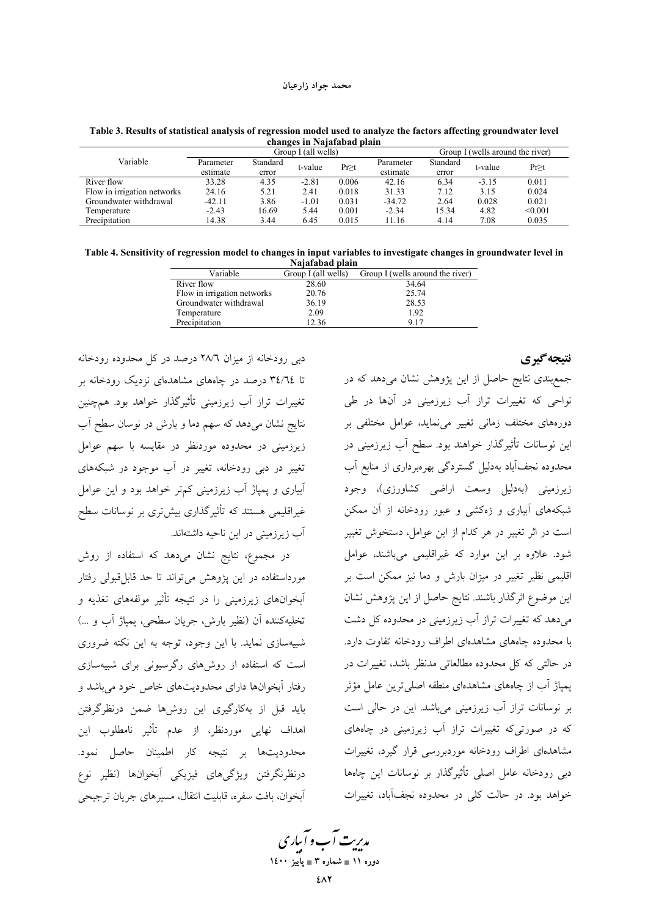Table 3. Results of statistical analysis of regression model used to analyze the factors affecting groundwater level changes in Najafabad plain

| Variable | Group I (all wells) | | | | Group I (wells around the river) | | | |
|---|---|---|---|---|---|---|---|---|
| | Parameter estimate | Standard error | t-value | Pr≥t | Parameter estimate | Standard error | t-value | Pr≥t |
| River flow | 33.28 | 4.35 | -2.81 | 0.006 | 42.16 | 6.34 | -3.15 | 0.011 |
| Flow in irrigation networks | 24.16 | 5.21 | 2.41 | 0.018 | 31.33 | 7.12 | 3.15 | 0.024 |
| Groundwater withdrawal | -42.11 | 3.86 | -1.01 | 0.031 | -34.72 | 2.64 | 0.028 | 0.021 |
| Temperature | -2.43 | 16.69 | 5.44 | 0.001 | -2.34 | 15.34 | 4.82 | <0.001 |
| Precipitation | 14.38 | 3.44 | 6.45 | 0.015 | 11.16 | 4.14 | 7.08 | 0.035 |

Table 4. Sensitivity of regression model to changes in input variables to investigate changes in groundwater level in Najafabad plain

| Variable | Group I (all wells) | Group I (wells around the river) |
|---|---|---|
| River flow | 28.60 | 34.64 |
| Flow in irrigation networks | 20.76 | 25.74 |
| Groundwater withdrawal | 36.19 | 28.53 |
| Temperature | 2.09 | 1.92 |
| Precipitation | 12.36 | 9.17 |

## نتیجه‌گیری

جمع‌بندی نتایج حاصل از این پژوهش نشان می‌دهد که در نواحی که تغییرات تراز آب زیرزمینی در آن‌ها در طی دوره‌های مختلف زمانی تغییر می‌نماید، عوامل مختلفی بر این نوسانات تأثیرگذار خواهند بود. سطح آب زیرزمینی در محدوده نجف‌آباد به‌دلیل گستردگی بهره‌برداری از منابع آب زیرزمینی (به‌دلیل وسعت اراضی کشاورزی)، وجود شبکه‌های آبیاری و زه‌کشی و عبور رودخانه از آن ممکن است در اثر تغییر در هر کدام از این عوامل، دستخوش تغییر شود. علاوه بر این موارد که غیراقلیمی می‌باشند، عوامل اقلیمی نظیر تغییر در میزان بارش و دما نیز ممکن است بر این موضوع اثرگذار باشند. نتایج حاصل از این پژوهش نشان می‌دهد که تغییرات تراز آب زیرزمینی در محدوده کل دشت با محدوده چاه‌های مشاهده‌ای اطراف رودخانه تفاوت دارد. در حالتی که کل محدوده مطالعاتی مدنظر باشد، تغییرات در پمپاژ آب از چاه‌های مشاهده‌ای منطقه اصلی‌ترین عامل مؤثر بر نوسانات تراز آب زیرزمینی می‌باشد. این در حالی است که در صورتی‌که تغییرات تراز آب زیرزمینی در چاه‌های مشاهده‌ای اطراف رودخانه موردبررسی قرار گیرد، تغییرات دبی رودخانه عامل اصلی تأثیرگذار بر نوسانات این چاه‌ها خواهد بود. در حالت کلی در محدوده نجف‌آباد، تغییرات دبی رودخانه از میزان ۲۸/٦ درصد در کل محدوده رودخانه تا ٣٤/٦٤ درصد در چاه‌های مشاهده‌ای نزدیک رودخانه بر تغییرات تراز آب زیرزمینی تأثیرگذار خواهد بود. همچنین نتایج نشان می‌دهد که سهم دما و بارش در نوسان سطح آب زیرزمینی در محدوده موردنظر در مقایسه با سهم عوامل تغییر در دبی رودخانه، تغییر در آب موجود در شبکه‌های آبیاری و پمپاژ آب زیرزمینی کم‌تر خواهد بود و این عوامل غیراقلیمی هستند که تأثیرگذاری بیش‌تری بر نوسانات سطح آب زیرزمینی در این ناحیه داشته‌اند.

در مجموع، نتایج نشان می‌دهد که استفاده از روش مورداستفاده در این پژوهش می‌تواند تا حد قابل‌قبولی رفتار آبخوان‌های زیرزمینی را در نتیجه تأثیر مولفه‌های تغذیه و تخلیه‌کننده آن (نظیر بارش، جریان سطحی، پمپاژ آب و ...) شبیه‌سازی نماید. با این وجود، توجه به این نکته ضروری است که استفاده از روش‌های رگرسیونی برای شبیه‌سازی رفتار آبخوان‌ها دارای محدودیت‌های خاص خود می‌باشد و باید قبل از به‌کارگیری این روش‌ها ضمن درنظرگرفتن اهداف نهایی موردنظر، از عدم تأثیر نامطلوب این محدودیت‌ها بر نتیجه کار اطمینان حاصل نمود. درنظرنگرفتن ویژگی‌های فیزیکی آبخوان‌ها (نظیر نوع آبخوان، بافت سفره، قابلیت انتقال، مسیرهای جریان ترجیحی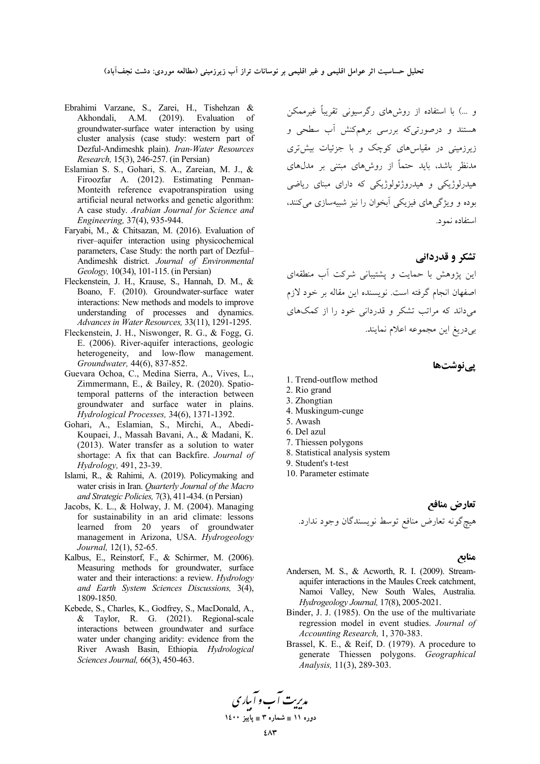و ...) با استفاده از روش‌های رگرسیونی تقریباً غیرممکن هستند و درصورتی‌که بررسی برهم‌کنش آب سطحی و زیرزمینی در مقیاس‌های کوچک و با جزئیات بیش‌تری مدنظر باشد، باید حتماً از روش‌های مبتنی بر مدل‌های هیدرلوژیکی و هیدروژئولوژیکی که دارای مبنای ریاضی بوده و ویژگی‌های فیزیکی آبخوان را نیز شبیه‌سازی می‌کنند، استفاده نمود.

## تشکر و قدردانی

این پژوهش با حمایت و پشتیبانی شرکت آب منطقه‌ای اصفهان انجام گرفته است. نویسنده این مقاله بر خود لازم می‌داند که مراتب تشکر و قدردانی خود را از کمک‌های بی‌دریغ این مجموعه اعلام نمایند.

## پی‌نوشت‌ها

1. Trend-outflow method
2. Rio grand
3. Zhongtian
4. Muskingum-cunge
5. Awash
6. Del azul
7. Thiessen polygons
8. Statistical analysis system
9. Student's t-test
10. Parameter estimate

## تعارض منافع

هیچ‌گونه تعارض منافع توسط نویسندگان وجود ندارد.

## منابع

- Andersen, M. S., & Acworth, R. I. (2009). Stream-aquifer interactions in the Maules Creek catchment, Namoi Valley, New South Wales, Australia. *Hydrogeology Journal,* 17(8), 2005-2021.
- Binder, J. J. (1985). On the use of the multivariate regression model in event studies. *Journal of Accounting Research,* 1, 370-383.
- Brassel, K. E., & Reif, D. (1979). A procedure to generate Thiessen polygons. *Geographical Analysis,* 11(3), 289-303.
- Ebrahimi Varzane, S., Zarei, H., Tishehzan & Akhondali, A.M. (2019). Evaluation of groundwater-surface water interaction by using cluster analysis (case study: western part of Dezful-Andimeshk plain). *Iran-Water Resources Research,* 15(3), 246-257. (in Persian)
- Eslamian S. S., Gohari, S. A., Zareian, M. J., & Firoozfar A. (2012). Estimating Penman-Monteith reference evapotranspiration using artificial neural networks and genetic algorithm: A case study. *Arabian Journal for Science and Engineering,* 37(4), 935-944.
- Faryabi, M., & Chitsazan, M. (2016). Evaluation of river–aquifer interaction using physicochemical parameters, Case Study: the north part of Dezful–Andimeshk district. *Journal of Environmental Geology,* 10(34), 101-115. (in Persian)
- Fleckenstein, J. H., Krause, S., Hannah, D. M., & Boano, F. (2010). Groundwater-surface water interactions: New methods and models to improve understanding of processes and dynamics. *Advances in Water Resources,* 33(11), 1291-1295.
- Fleckenstein, J. H., Niswonger, R. G., & Fogg, G. E. (2006). River-aquifer interactions, geologic heterogeneity, and low-flow management. *Groundwater,* 44(6), 837-852.
- Guevara Ochoa, C., Medina Sierra, A., Vives, L., Zimmermann, E., & Bailey, R. (2020). Spatio-temporal patterns of the interaction between groundwater and surface water in plains. *Hydrological Processes,* 34(6), 1371-1392.
- Gohari, A., Eslamian, S., Mirchi, A., Abedi-Koupaei, J., Massah Bavani, A., & Madani, K. (2013). Water transfer as a solution to water shortage: A fix that can Backfire. *Journal of Hydrology,* 491, 23-39.
- Islami, R., & Rahimi, A. (2019). Policymaking and water crisis in Iran. *Quarterly Journal of the Macro and Strategic Policies,* 7(3), 411-434. (n Persian)
- Jacobs, K. L., & Holway, J. M. (2004). Managing for sustainability in an arid climate: lessons learned from 20 years of groundwater management in Arizona, USA. *Hydrogeology Journal,* 12(1), 52-65.
- Kalbus, E., Reinstorf, F., & Schirmer, M. (2006). Measuring methods for groundwater, surface water and their interactions: a review. *Hydrology and Earth System Sciences Discussions,* 3(4), 1809-1850.
- Kebede, S., Charles, K., Godfrey, S., MacDonald, A., & Taylor, R. G. (2021). Regional-scale interactions between groundwater and surface water under changing aridity: evidence from the River Awash Basin, Ethiopia. *Hydrological Sciences Journal,* 66(3), 450-463.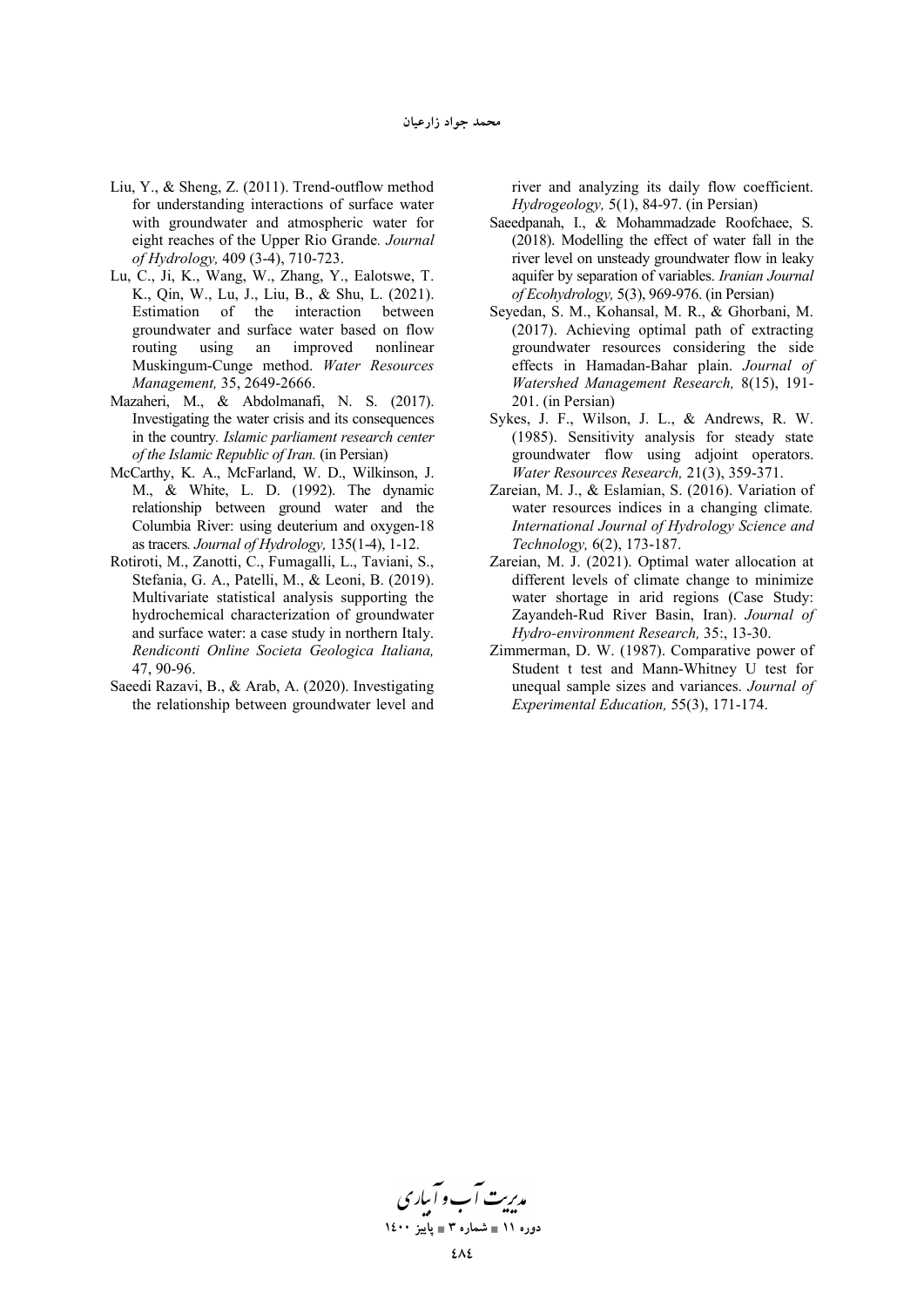Liu, Y., & Sheng, Z. (2011). Trend-outflow method for understanding interactions of surface water with groundwater and atmospheric water for eight reaches of the Upper Rio Grande. *Journal of Hydrology,* 409 (3-4), 710-723.

Lu, C., Ji, K., Wang, W., Zhang, Y., Ealotswe, T. K., Qin, W., Lu, J., Liu, B., & Shu, L. (2021). Estimation of the interaction between groundwater and surface water based on flow routing using an improved nonlinear Muskingum-Cunge method. *Water Resources Management,* 35, 2649-2666.

Mazaheri, M., & Abdolmanafi, N. S. (2017). Investigating the water crisis and its consequences in the country. *Islamic parliament research center of the Islamic Republic of Iran.* (in Persian)

McCarthy, K. A., McFarland, W. D., Wilkinson, J. M., & White, L. D. (1992). The dynamic relationship between ground water and the Columbia River: using deuterium and oxygen-18 as tracers. *Journal of Hydrology,* 135(1-4), 1-12.

Rotiroti, M., Zanotti, C., Fumagalli, L., Taviani, S., Stefania, G. A., Patelli, M., & Leoni, B. (2019). Multivariate statistical analysis supporting the hydrochemical characterization of groundwater and surface water: a case study in northern Italy. *Rendiconti Online Societa Geologica Italiana,* 47, 90-96.

Saeedi Razavi, B., & Arab, A. (2020). Investigating the relationship between groundwater level and river and analyzing its daily flow coefficient. *Hydrogeology,* 5(1), 84-97. (in Persian)

Saeedpanah, I., & Mohammadzade Roofchaee, S. (2018). Modelling the effect of water fall in the river level on unsteady groundwater flow in leaky aquifer by separation of variables. *Iranian Journal of Ecohydrology,* 5(3), 969-976. (in Persian)

Seyedan, S. M., Kohansal, M. R., & Ghorbani, M. (2017). Achieving optimal path of extracting groundwater resources considering the side effects in Hamadan-Bahar plain. *Journal of Watershed Management Research,* 8(15), 191-201. (in Persian)

Sykes, J. F., Wilson, J. L., & Andrews, R. W. (1985). Sensitivity analysis for steady state groundwater flow using adjoint operators. *Water Resources Research,* 21(3), 359-371.

Zareian, M. J., & Eslamian, S. (2016). Variation of water resources indices in a changing climate. *International Journal of Hydrology Science and Technology,* 6(2), 173-187.

Zareian, M. J. (2021). Optimal water allocation at different levels of climate change to minimize water shortage in arid regions (Case Study: Zayandeh-Rud River Basin, Iran). *Journal of Hydro-environment Research,* 35:, 13-30.

Zimmerman, D. W. (1987). Comparative power of Student t test and Mann-Whitney U test for unequal sample sizes and variances. *Journal of Experimental Education,* 55(3), 171-174.